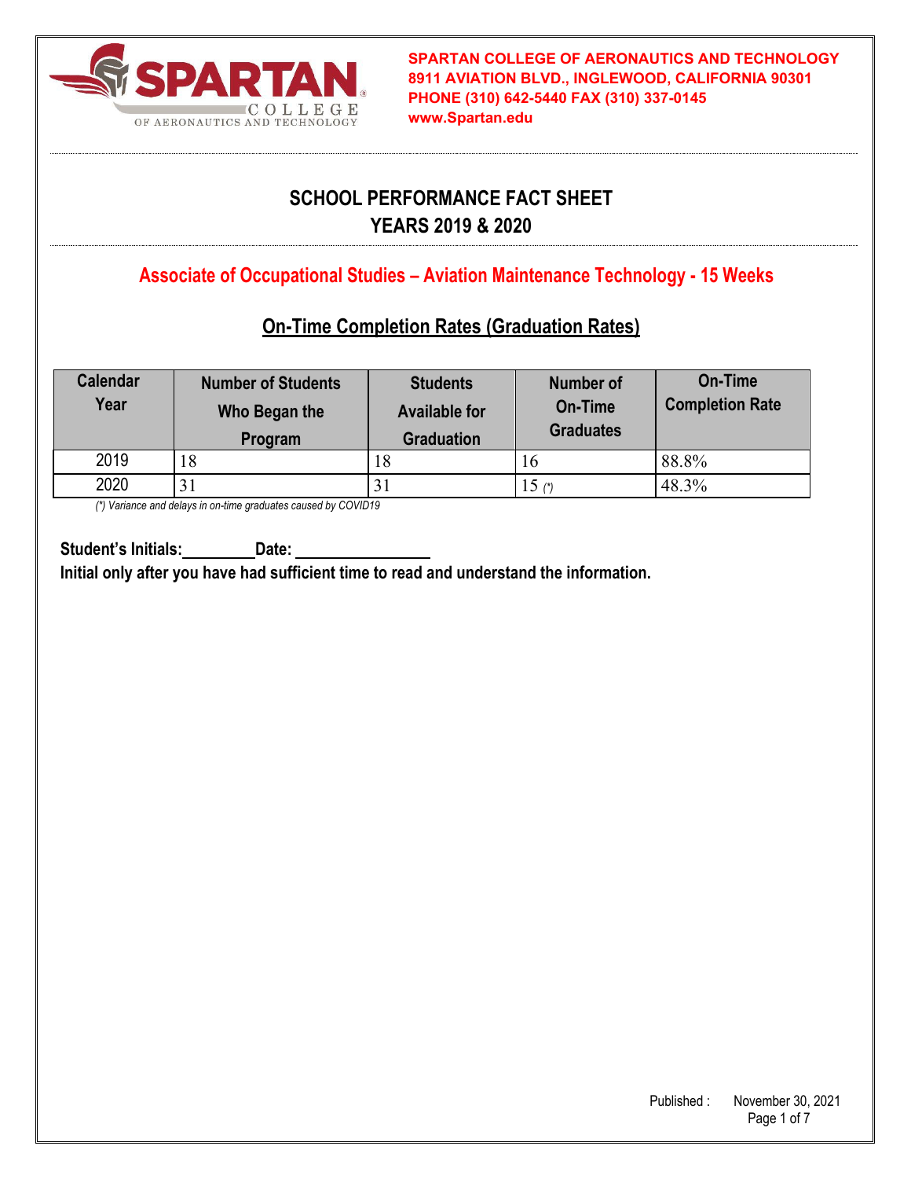**SPARTAN COLLEGE OF AERONAUTICS AND TECHNOLOGY**
**8911 AVIATION BLVD., INGLEWOOD, CALIFORNIA 90301**
**PHONE (310) 642-5440 FAX (310) 337-0145**
**www.Spartan.edu**

# SCHOOL PERFORMANCE FACT SHEET
# YEARS 2019 & 2020

## Associate of Occupational Studies – Aviation Maintenance Technology - 15 Weeks

### On-Time Completion Rates (Graduation Rates)

| Calendar Year | Number of Students Who Began the Program | Students Available for Graduation | Number of On-Time Graduates | On-Time Completion Rate |
|---|---|---|---|---|
| 2019 | 18 | 18 | 16 | 88.8% |
| 2020 | 31 | 31 | 15 (*) | 48.3% |

*(*) Variance and delays in on-time graduates caused by COVID19*

**Student's Initials:_________ Date: _________________**

**Initial only after you have had sufficient time to read and understand the information.**

Published : November 30, 2021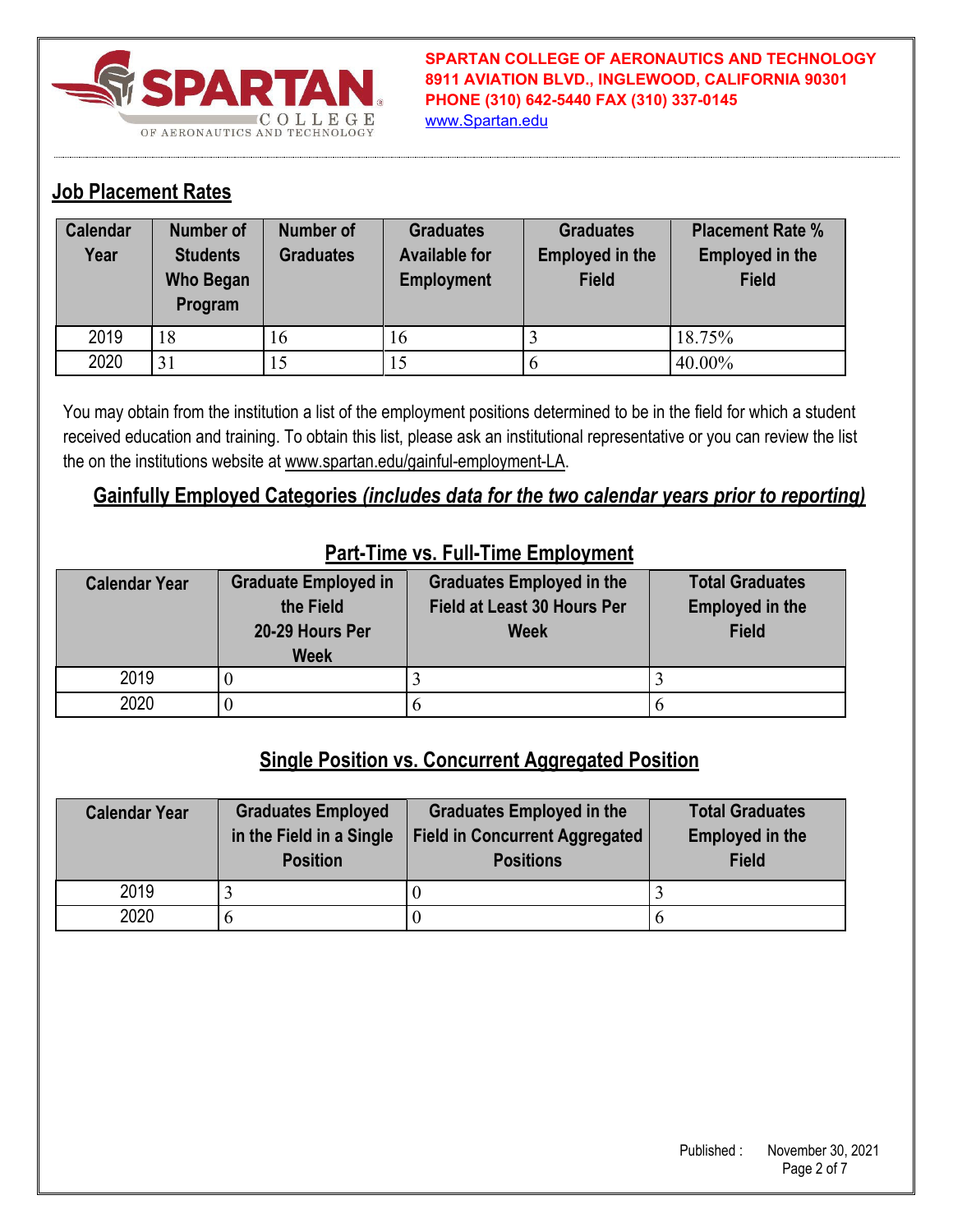SPARTAN COLLEGE OF AERONAUTICS AND TECHNOLOGY
8911 AVIATION BLVD., INGLEWOOD, CALIFORNIA 90301
PHONE (310) 642-5440 FAX (310) 337-0145
www.Spartan.edu

## Job Placement Rates

| Calendar Year | Number of Students Who Began Program | Number of Graduates | Graduates Available for Employment | Graduates Employed in the Field | Placement Rate % Employed in the Field |
|---|---|---|---|---|---|
| 2019 | 18 | 16 | 16 | 3 | 18.75% |
| 2020 | 31 | 15 | 15 | 6 | 40.00% |

You may obtain from the institution a list of the employment positions determined to be in the field for which a student received education and training. To obtain this list, please ask an institutional representative or you can review the list the on the institutions website at www.spartan.edu/gainful-employment-LA.

## Gainfully Employed Categories *(includes data for the two calendar years prior to reporting)*

### Part-Time vs. Full-Time Employment

| Calendar Year | Graduate Employed in the Field 20-29 Hours Per Week | Graduates Employed in the Field at Least 30 Hours Per Week | Total Graduates Employed in the Field |
|---|---|---|---|
| 2019 | 0 | 3 | 3 |
| 2020 | 0 | 6 | 6 |

### Single Position vs. Concurrent Aggregated Position

| Calendar Year | Graduates Employed in the Field in a Single Position | Graduates Employed in the Field in Concurrent Aggregated Positions | Total Graduates Employed in the Field |
|---|---|---|---|
| 2019 | 3 | 0 | 3 |
| 2020 | 6 | 0 | 6 |

Published : November 30, 2021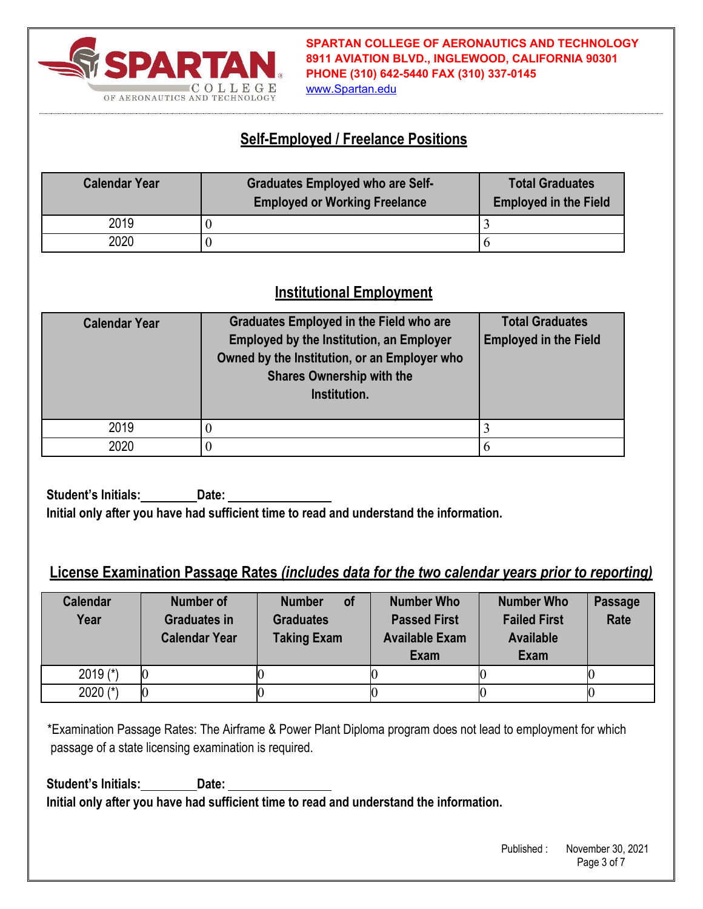## Self-Employed / Freelance Positions

| Calendar Year | Graduates Employed who are Self-Employed or Working Freelance | Total Graduates Employed in the Field |
|---|---|---|
| 2019 | 0 | 3 |
| 2020 | 0 | 6 |

## Institutional Employment

| Calendar Year | Graduates Employed in the Field who are Employed by the Institution, an Employer Owned by the Institution, or an Employer who Shares Ownership with the Institution. | Total Graduates Employed in the Field |
|---|---|---|
| 2019 | 0 | 3 |
| 2020 | 0 | 6 |

**Student's Initials:________Date: _______________**

**Initial only after you have had sufficient time to read and understand the information.**

## License Examination Passage Rates *(includes data for the two calendar years prior to reporting)*

| Calendar Year | Number of Graduates in Calendar Year | Number of Graduates Taking Exam | Number Who Passed First Available Exam Exam | Number Who Failed First Available Exam | Passage Rate |
|---|---|---|---|---|---|
| 2019 (*) | 0 | 0 | 0 | 0 | 0 |
| 2020 (*) | 0 | 0 | 0 | 0 | 0 |

*Examination Passage Rates: The Airframe & Power Plant Diploma program does not lead to employment for which passage of a state licensing examination is required.

**Student's Initials:________Date: _______________**

**Initial only after you have had sufficient time to read and understand the information.**

Published : November 30, 2021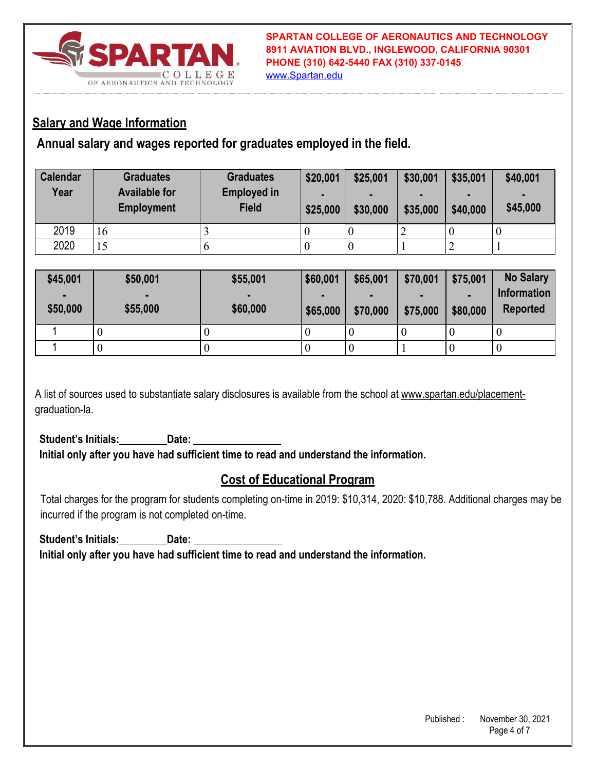**SPARTAN COLLEGE OF AERONAUTICS AND TECHNOLOGY**
**8911 AVIATION BLVD., INGLEWOOD, CALIFORNIA 90301**
**PHONE (310) 642-5440 FAX (310) 337-0145**
www.Spartan.edu

## Salary and Wage Information

### Annual salary and wages reported for graduates employed in the field.

| Calendar Year | Graduates Available for Employment | Graduates Employed in Field | $20,001 - $25,000 | $25,001 - $30,000 | $30,001 - $35,000 | $35,001 - $40,000 | $40,001 - $45,000 |
|---|---|---|---|---|---|---|---|
| 2019 | 16 | 3 | 0 | 0 | 2 | 0 | 0 |
| 2020 | 15 | 6 | 0 | 0 | 1 | 2 | 1 |

| $45,001 - $50,000 | $50,001 - $55,000 | $55,001 - $60,000 | $60,001 - $65,000 | $65,001 - $70,000 | $70,001 - $75,000 | $75,001 - $80,000 | No Salary Information Reported |
|---|---|---|---|---|---|---|---|
| 1 | 0 | 0 | 0 | 0 | 0 | 0 | 0 |
| 1 | 0 | 0 | 0 | 0 | 1 | 0 | 0 |

A list of sources used to substantiate salary disclosures is available from the school at www.spartan.edu/placement-graduation-la.

**Student's Initials:________ Date: ______________**
**Initial only after you have had sufficient time to read and understand the information.**

## Cost of Educational Program

Total charges for the program for students completing on-time in 2019: $10,314, 2020: $10,788. Additional charges may be incurred if the program is not completed on-time.

**Student's Initials:________ Date: ______________**
**Initial only after you have had sufficient time to read and understand the information.**

Published : November 30, 2021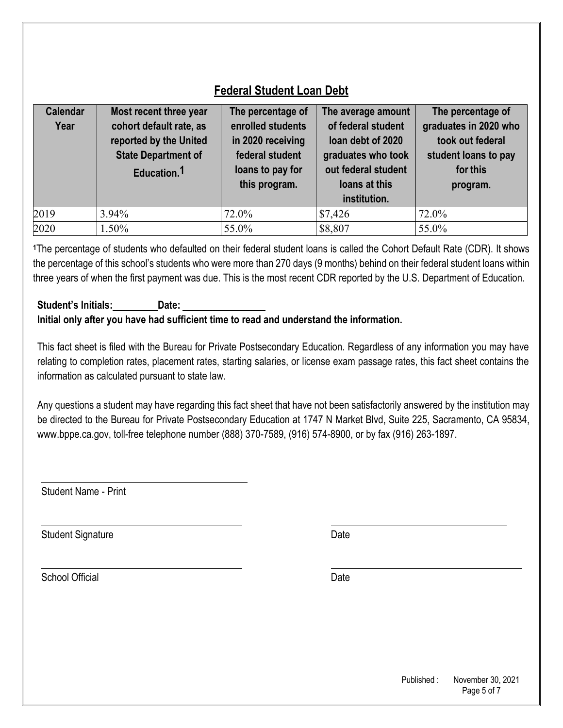## Federal Student Loan Debt

| Calendar Year | Most recent three year cohort default rate, as reported by the United State Department of Education.[1] | The percentage of enrolled students in 2020 receiving federal student loans to pay for this program. | The average amount of federal student loan debt of 2020 graduates who took out federal student loans at this institution. | The percentage of graduates in 2020 who took out federal student loans to pay for this program. |
|---|---|---|---|---|
| 2019 | 3.94% | 72.0% | $7,426 | 72.0% |
| 2020 | 1.50% | 55.0% | $8,807 | 55.0% |

[1]The percentage of students who defaulted on their federal student loans is called the Cohort Default Rate (CDR). It shows the percentage of this school's students who were more than 270 days (9 months) behind on their federal student loans within three years of when the first payment was due. This is the most recent CDR reported by the U.S. Department of Education.

**Student's Initials:\_\_\_\_\_\_\_\_\_ Date: \_\_\_\_\_\_\_\_\_\_\_\_\_\_\_\_**
**Initial only after you have had sufficient time to read and understand the information.**

This fact sheet is filed with the Bureau for Private Postsecondary Education. Regardless of any information you may have relating to completion rates, placement rates, starting salaries, or license exam passage rates, this fact sheet contains the information as calculated pursuant to state law.

Any questions a student may have regarding this fact sheet that have not been satisfactorily answered by the institution may be directed to the Bureau for Private Postsecondary Education at 1747 N Market Blvd, Suite 225, Sacramento, CA 95834, www.bppe.ca.gov, toll-free telephone number (888) 370-7589, (916) 574-8900, or by fax (916) 263-1897.

\_\_\_\_\_\_\_\_\_\_\_\_\_\_\_\_\_\_\_\_\_\_\_\_\_\_\_\_\_\_\_\_\_\_\_\_\_\_
Student Name - Print

\_\_\_\_\_\_\_\_\_\_\_\_\_\_\_\_\_\_\_\_\_\_\_\_\_\_\_\_\_\_\_\_\_\_\_\_\_\_ \_\_\_\_\_\_\_\_\_\_\_\_\_\_\_\_\_\_\_\_\_\_\_\_\_\_\_\_\_\_\_\_\_\_
Student Signature Date

\_\_\_\_\_\_\_\_\_\_\_\_\_\_\_\_\_\_\_\_\_\_\_\_\_\_\_\_\_\_\_\_\_\_\_\_\_\_ \_\_\_\_\_\_\_\_\_\_\_\_\_\_\_\_\_\_\_\_\_\_\_\_\_\_\_\_\_\_\_\_\_\_
School Official Date

Published : November 30, 2021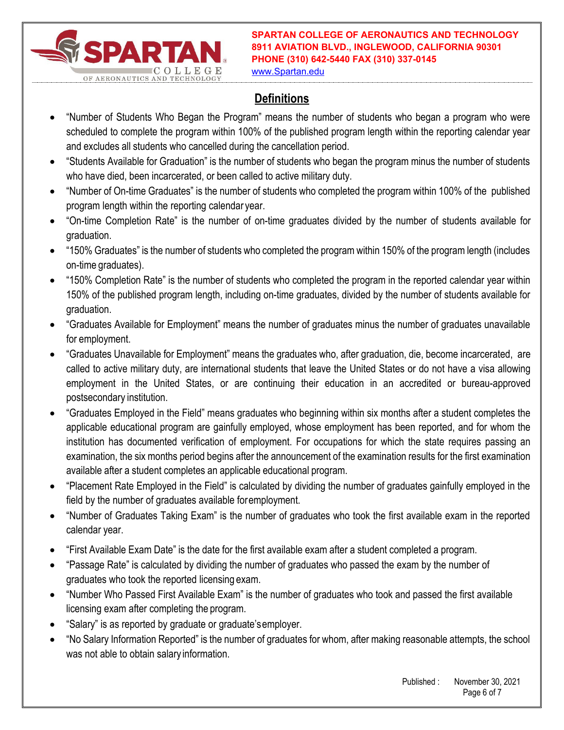## Definitions

- "Number of Students Who Began the Program" means the number of students who began a program who were scheduled to complete the program within 100% of the published program length within the reporting calendar year and excludes all students who cancelled during the cancellation period.
- "Students Available for Graduation" is the number of students who began the program minus the number of students who have died, been incarcerated, or been called to active military duty.
- "Number of On-time Graduates" is the number of students who completed the program within 100% of the published program length within the reporting calendar year.
- "On-time Completion Rate" is the number of on-time graduates divided by the number of students available for graduation.
- "150% Graduates" is the number of students who completed the program within 150% of the program length (includes on-time graduates).
- "150% Completion Rate" is the number of students who completed the program in the reported calendar year within 150% of the published program length, including on-time graduates, divided by the number of students available for graduation.
- "Graduates Available for Employment" means the number of graduates minus the number of graduates unavailable for employment.
- "Graduates Unavailable for Employment" means the graduates who, after graduation, die, become incarcerated, are called to active military duty, are international students that leave the United States or do not have a visa allowing employment in the United States, or are continuing their education in an accredited or bureau-approved postsecondary institution.
- "Graduates Employed in the Field" means graduates who beginning within six months after a student completes the applicable educational program are gainfully employed, whose employment has been reported, and for whom the institution has documented verification of employment. For occupations for which the state requires passing an examination, the six months period begins after the announcement of the examination results for the first examination available after a student completes an applicable educational program.
- "Placement Rate Employed in the Field" is calculated by dividing the number of graduates gainfully employed in the field by the number of graduates available for employment.
- "Number of Graduates Taking Exam" is the number of graduates who took the first available exam in the reported calendar year.
- "First Available Exam Date" is the date for the first available exam after a student completed a program.
- "Passage Rate" is calculated by dividing the number of graduates who passed the exam by the number of graduates who took the reported licensing exam.
- "Number Who Passed First Available Exam" is the number of graduates who took and passed the first available licensing exam after completing the program.
- "Salary" is as reported by graduate or graduate's employer.
- "No Salary Information Reported" is the number of graduates for whom, after making reasonable attempts, the school was not able to obtain salary information.

Published : November 30, 2021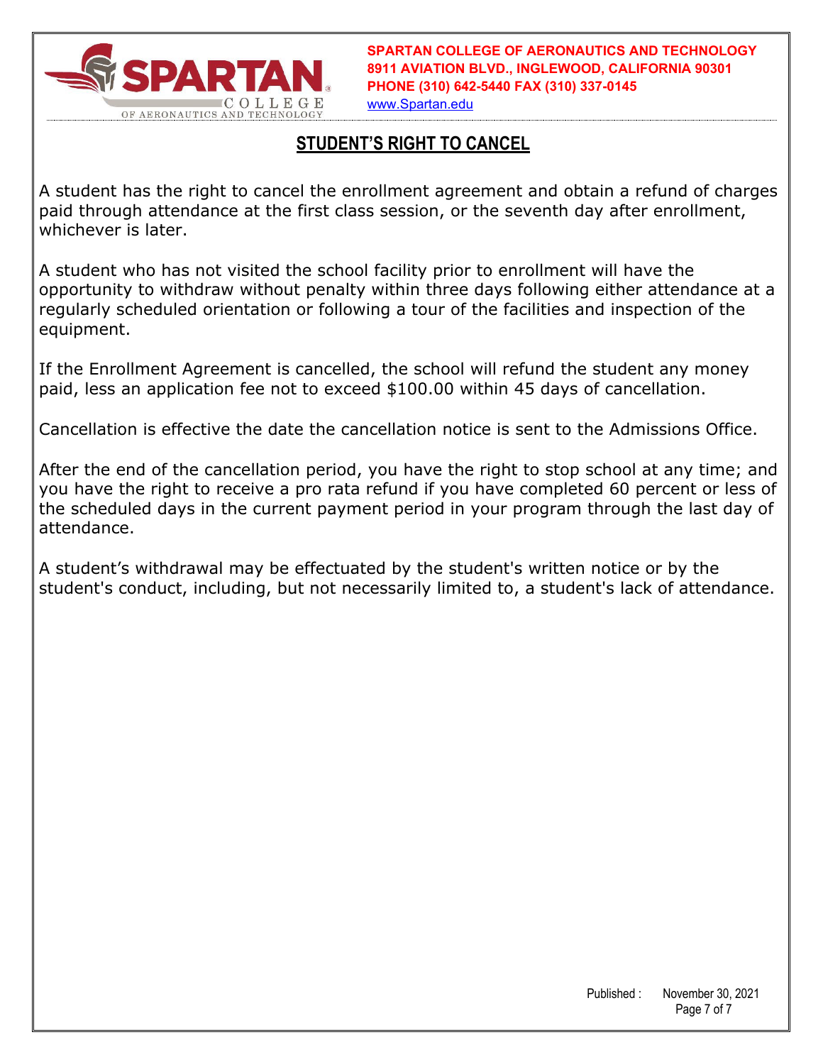SPARTAN COLLEGE OF AERONAUTICS AND TECHNOLOGY
8911 AVIATION BLVD., INGLEWOOD, CALIFORNIA 90301
PHONE (310) 642-5440 FAX (310) 337-0145
www.Spartan.edu

## STUDENT'S RIGHT TO CANCEL

A student has the right to cancel the enrollment agreement and obtain a refund of charges paid through attendance at the first class session, or the seventh day after enrollment, whichever is later.

A student who has not visited the school facility prior to enrollment will have the opportunity to withdraw without penalty within three days following either attendance at a regularly scheduled orientation or following a tour of the facilities and inspection of the equipment.

If the Enrollment Agreement is cancelled, the school will refund the student any money paid, less an application fee not to exceed $100.00 within 45 days of cancellation.

Cancellation is effective the date the cancellation notice is sent to the Admissions Office.

After the end of the cancellation period, you have the right to stop school at any time; and you have the right to receive a pro rata refund if you have completed 60 percent or less of the scheduled days in the current payment period in your program through the last day of attendance.

A student's withdrawal may be effectuated by the student's written notice or by the student's conduct, including, but not necessarily limited to, a student's lack of attendance.

Published : November 30, 2021